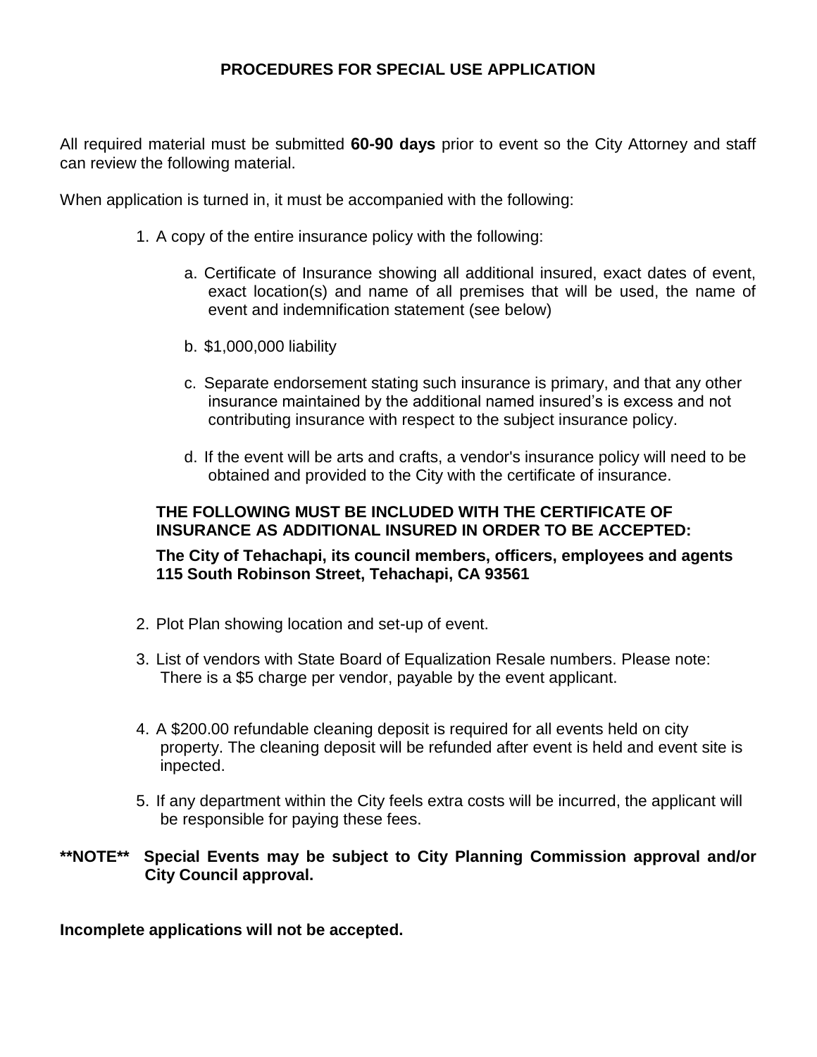# PROCEDURES FOR SPECIAL USE APPLICATION

All required material must be submitted **60-90 days** prior to event so the City Attorney and staff can review the following material.

When application is turned in, it must be accompanied with the following:

1. A copy of the entire insurance policy with the following:

   a. Certificate of Insurance showing all additional insured, exact dates of event, exact location(s) and name of all premises that will be used, the name of event and indemnification statement (see below)

   b. $1,000,000 liability

   c. Separate endorsement stating such insurance is primary, and that any other insurance maintained by the additional named insured's is excess and not contributing insurance with respect to the subject insurance policy.

   d. If the event will be arts and crafts, a vendor's insurance policy will need to be obtained and provided to the City with the certificate of insurance.

   **THE FOLLOWING MUST BE INCLUDED WITH THE CERTIFICATE OF INSURANCE AS ADDITIONAL INSURED IN ORDER TO BE ACCEPTED:**

   **The City of Tehachapi, its council members, officers, employees and agents**
   **115 South Robinson Street, Tehachapi, CA 93561**

2. Plot Plan showing location and set-up of event.

3. List of vendors with State Board of Equalization Resale numbers. Please note: There is a $5 charge per vendor, payable by the event applicant.

4. A $200.00 refundable cleaning deposit is required for all events held on city property. The cleaning deposit will be refunded after event is held and event site is inpected.

5. If any department within the City feels extra costs will be incurred, the applicant will be responsible for paying these fees.

**\*\*NOTE\*\* Special Events may be subject to City Planning Commission approval and/or City Council approval.**

**Incomplete applications will not be accepted.**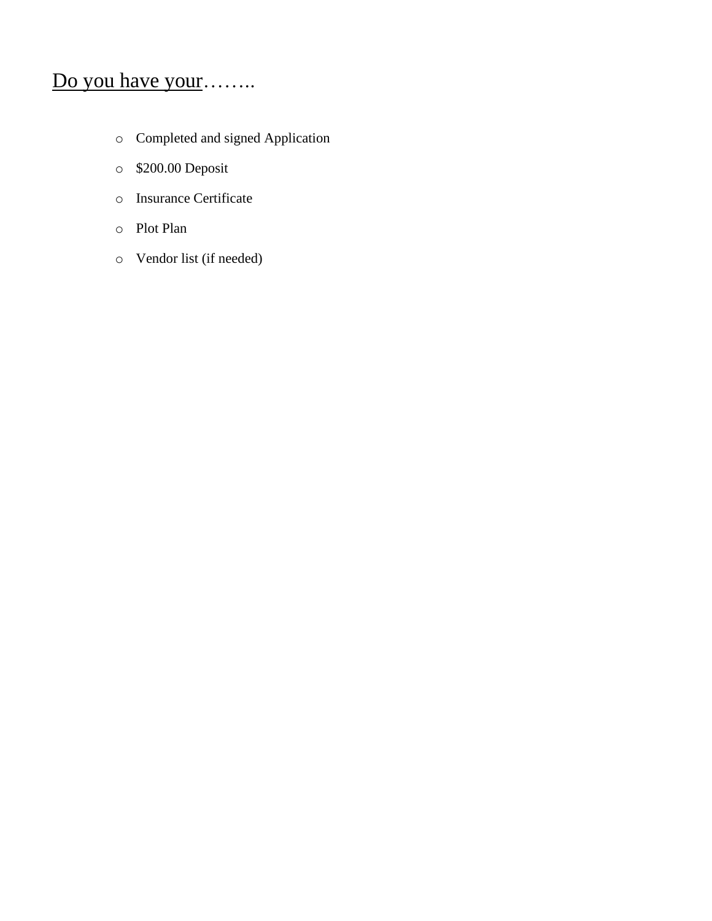<u>Do you have your</u>……..

- Completed and signed Application
- $200.00 Deposit
- Insurance Certificate
- Plot Plan
- Vendor list (if needed)